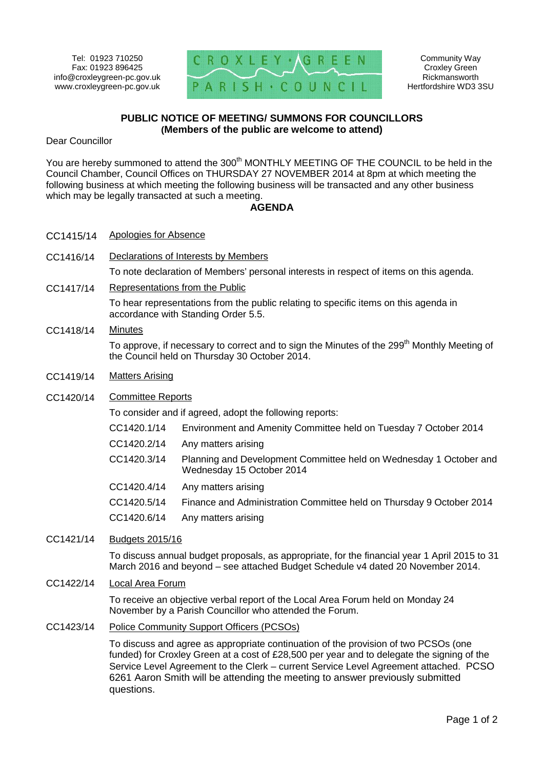Tel: 01923 710250
Fax: 01923 896425
info@croxleygreen-pc.gov.uk
www.croxleygreen-pc.gov.uk

CROXLEY · GREEN
PARISH · COUNCIL

Community Way
Croxley Green
Rickmansworth
Hertfordshire WD3 3SU

**PUBLIC NOTICE OF MEETING/ SUMMONS FOR COUNCILLORS**
**(Members of the public are welcome to attend)**

Dear Councillor

You are hereby summoned to attend the 300th MONTHLY MEETING OF THE COUNCIL to be held in the Council Chamber, Council Offices on THURSDAY 27 NOVEMBER 2014 at 8pm at which meeting the following business at which meeting the following business will be transacted and any other business which may be legally transacted at such a meeting.

## AGENDA

**CC1415/14** Apologies for Absence

**CC1416/14** Declarations of Interests by Members

To note declaration of Members' personal interests in respect of items on this agenda.

**CC1417/14** Representations from the Public

To hear representations from the public relating to specific items on this agenda in accordance with Standing Order 5.5.

**CC1418/14** Minutes

To approve, if necessary to correct and to sign the Minutes of the 299th Monthly Meeting of the Council held on Thursday 30 October 2014.

**CC1419/14** Matters Arising

**CC1420/14** Committee Reports

To consider and if agreed, adopt the following reports:

- CC1420.1/14 Environment and Amenity Committee held on Tuesday 7 October 2014
- CC1420.2/14 Any matters arising
- CC1420.3/14 Planning and Development Committee held on Wednesday 1 October and Wednesday 15 October 2014
- CC1420.4/14 Any matters arising
- CC1420.5/14 Finance and Administration Committee held on Thursday 9 October 2014
- CC1420.6/14 Any matters arising

**CC1421/14** Budgets 2015/16

To discuss annual budget proposals, as appropriate, for the financial year 1 April 2015 to 31 March 2016 and beyond – see attached Budget Schedule v4 dated 20 November 2014.

**CC1422/14** Local Area Forum

To receive an objective verbal report of the Local Area Forum held on Monday 24 November by a Parish Councillor who attended the Forum.

**CC1423/14** Police Community Support Officers (PCSOs)

To discuss and agree as appropriate continuation of the provision of two PCSOs (one funded) for Croxley Green at a cost of £28,500 per year and to delegate the signing of the Service Level Agreement to the Clerk – current Service Level Agreement attached. PCSO 6261 Aaron Smith will be attending the meeting to answer previously submitted questions.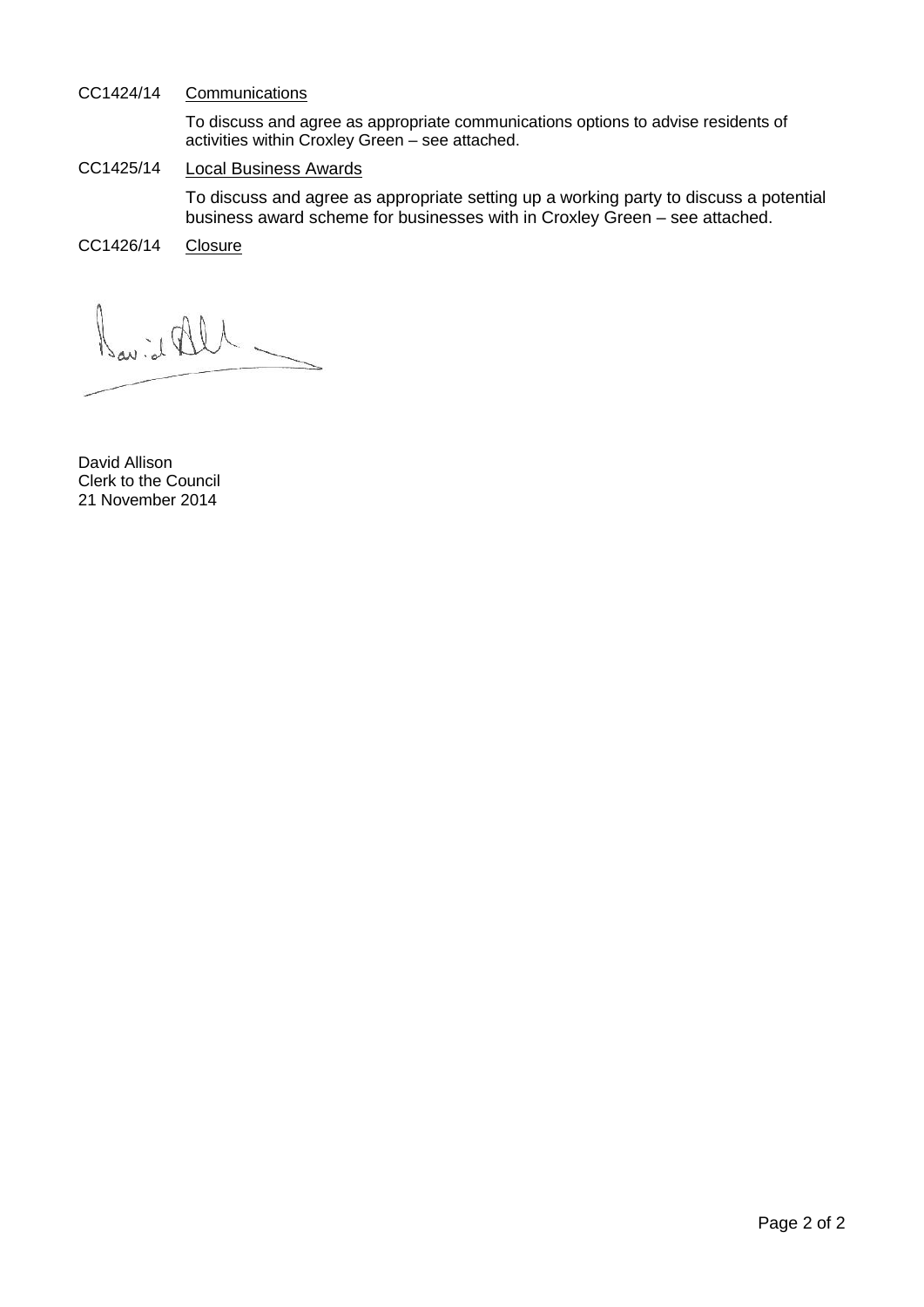CC1424/14 <u>Communications</u>

To discuss and agree as appropriate communications options to advise residents of activities within Croxley Green – see attached.

CC1425/14 <u>Local Business Awards</u>

To discuss and agree as appropriate setting up a working party to discuss a potential business award scheme for businesses with in Croxley Green – see attached.

CC1426/14 <u>Closure</u>

David Allison
Clerk to the Council
21 November 2014